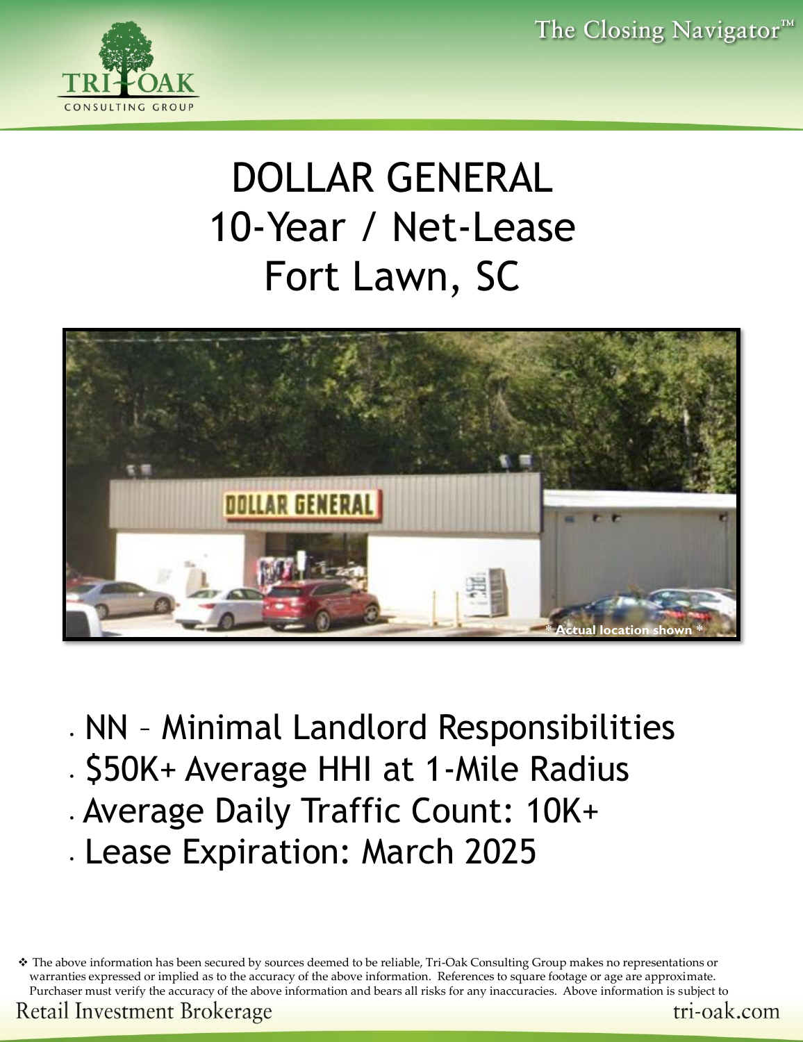# DOLLAR GENERAL
## 10-Year / Net-Lease
## Fort Lawn, SC

* Actual location shown *

- NN – Minimal Landlord Responsibilities
- $50K+ Average HHI at 1-Mile Radius
- Average Daily Traffic Count: 10K+
- Lease Expiration: March 2025

❖ The above information has been secured by sources deemed to be reliable, Tri-Oak Consulting Group makes no representations or warranties expressed or implied as to the accuracy of the above information. References to square footage or age are approximate. Purchaser must verify the accuracy of the above information and bears all risks for any inaccuracies. Above information is subject to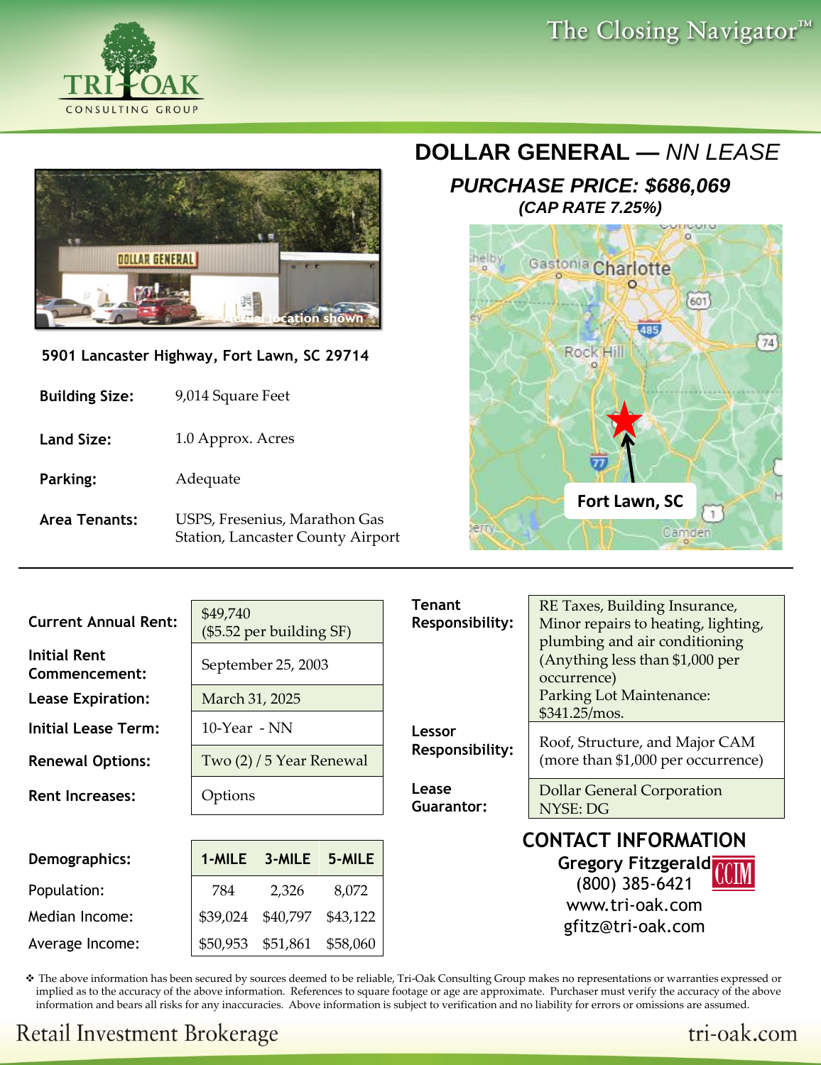# DOLLAR GENERAL — *NN LEASE*

## *PURCHASE PRICE: $686,069*

***(CAP RATE 7.25%)***

**5901 Lancaster Highway, Fort Lawn, SC 29714**

| | |
|---|---|
| **Building Size:** | 9,014 Square Feet |
| **Land Size:** | 1.0 Approx. Acres |
| **Parking:** | Adequate |
| **Area Tenants:** | USPS, Fresenius, Marathon Gas Station, Lancaster County Airport |

| | |
|---|---|
| **Current Annual Rent:** | $49,740 ($5.52 per building SF) |
| **Initial Rent Commencement:** | September 25, 2003 |
| **Lease Expiration:** | March 31, 2025 |
| **Initial Lease Term:** | 10-Year - NN |
| **Renewal Options:** | Two (2) / 5 Year Renewal |
| **Rent Increases:** | Options |

| | |
|---|---|
| **Tenant Responsibility:** | RE Taxes, Building Insurance, Minor repairs to heating, lighting, plumbing and air conditioning (Anything less than $1,000 per occurrence) Parking Lot Maintenance: $341.25/mos. |
| **Lessor Responsibility:** | Roof, Structure, and Major CAM (more than $1,000 per occurrence) |
| **Lease Guarantor:** | Dollar General Corporation NYSE: DG |

| **Demographics:** | **1-MILE** | **3-MILE** | **5-MILE** |
|---|---|---|---|
| Population: | 784 | 2,326 | 8,072 |
| Median Income: | $39,024 | $40,797 | $43,122 |
| Average Income: | $50,953 | $51,861 | $58,060 |

## CONTACT INFORMATION

**Gregory Fitzgerald**
(800) 385-6421
www.tri-oak.com
gfitz@tri-oak.com

❖ The above information has been secured by sources deemed to be reliable, Tri-Oak Consulting Group makes no representations or warranties expressed or implied as to the accuracy of the above information. References to square footage or age are approximate. Purchaser must verify the accuracy of the above information and bears all risks for any inaccuracies. Above information is subject to verification and no liability for errors or omissions are assumed.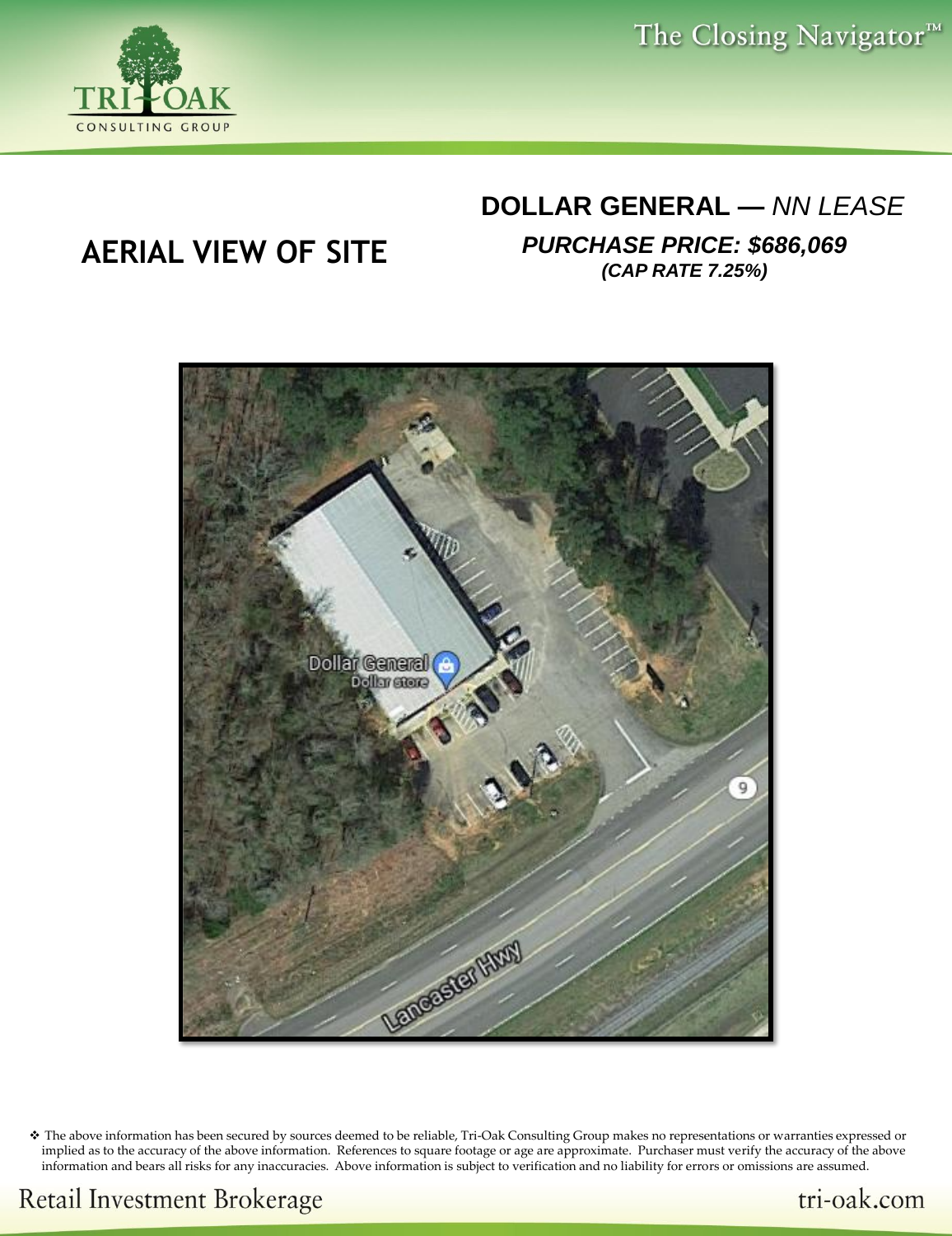# AERIAL VIEW OF SITE

## DOLLAR GENERAL — *NN LEASE*

***PURCHASE PRICE: $686,069***

***(CAP RATE 7.25%)***

❖ The above information has been secured by sources deemed to be reliable, Tri-Oak Consulting Group makes no representations or warranties expressed or implied as to the accuracy of the above information. References to square footage or age are approximate. Purchaser must verify the accuracy of the above information and bears all risks for any inaccuracies. Above information is subject to verification and no liability for errors or omissions are assumed.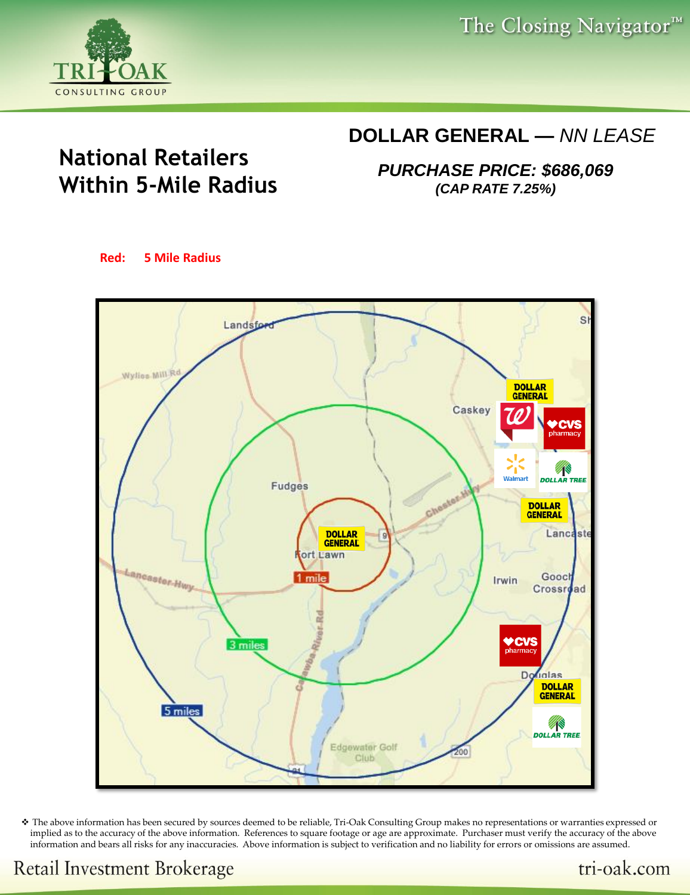## National Retailers Within 5-Mile Radius

## DOLLAR GENERAL — *NN LEASE*

***PURCHASE PRICE: $686,069***

***(CAP RATE 7.25%)***

**Red: 5 Mile Radius**

❖ The above information has been secured by sources deemed to be reliable, Tri-Oak Consulting Group makes no representations or warranties expressed or implied as to the accuracy of the above information. References to square footage or age are approximate. Purchaser must verify the accuracy of the above information and bears all risks for any inaccuracies. Above information is subject to verification and no liability for errors or omissions are assumed.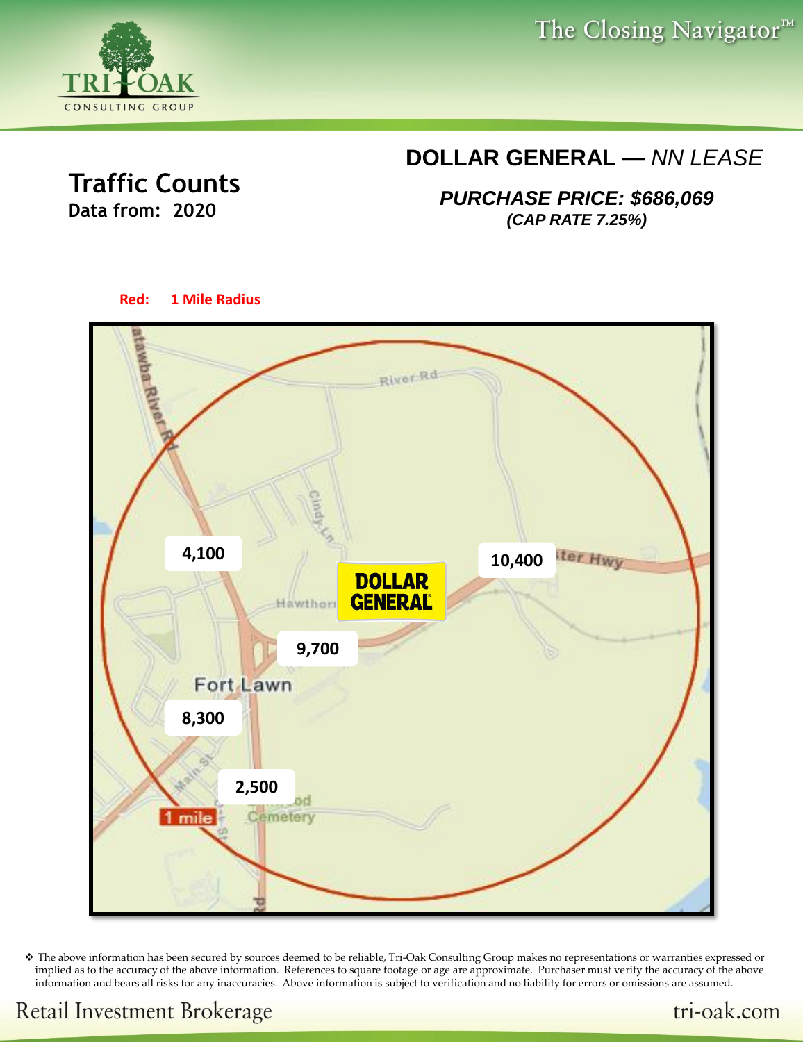# Traffic Counts

**Data from: 2020**

## DOLLAR GENERAL — *NN LEASE*

***PURCHASE PRICE: $686,069***

***(CAP RATE 7.25%)***

**Red: 1 Mile Radius**

4,100

10,400

9,700

8,300

2,500

❖ The above information has been secured by sources deemed to be reliable, Tri-Oak Consulting Group makes no representations or warranties expressed or implied as to the accuracy of the above information. References to square footage or age are approximate. Purchaser must verify the accuracy of the above information and bears all risks for any inaccuracies. Above information is subject to verification and no liability for errors or omissions are assumed.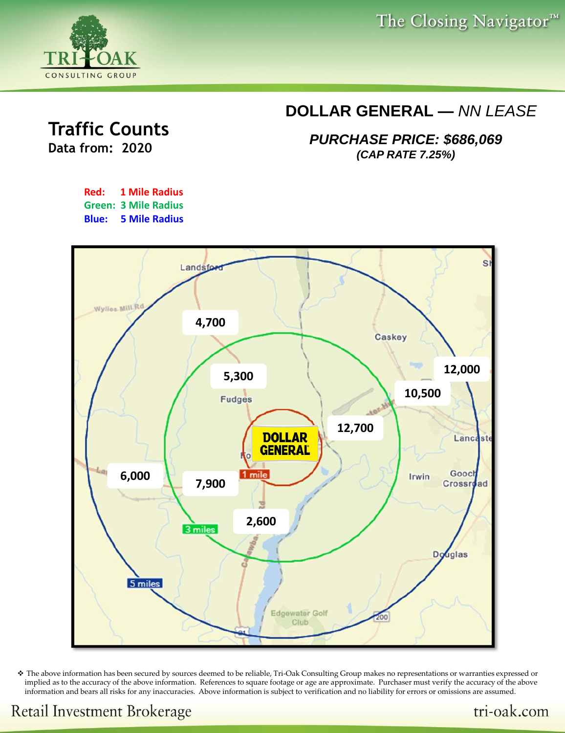# DOLLAR GENERAL — *NN LEASE*

***PURCHASE PRICE: $686,069***

***(CAP RATE 7.25%)***

## Traffic Counts

**Data from: 2020**

**Red: 1 Mile Radius**
**Green: 3 Mile Radius**
**Blue: 5 Mile Radius**

4,700

5,300

12,000

10,500

12,700

6,000

7,900

2,600

❖ The above information has been secured by sources deemed to be reliable, Tri-Oak Consulting Group makes no representations or warranties expressed or implied as to the accuracy of the above information. References to square footage or age are approximate. Purchaser must verify the accuracy of the above information and bears all risks for any inaccuracies. Above information is subject to verification and no liability for errors or omissions are assumed.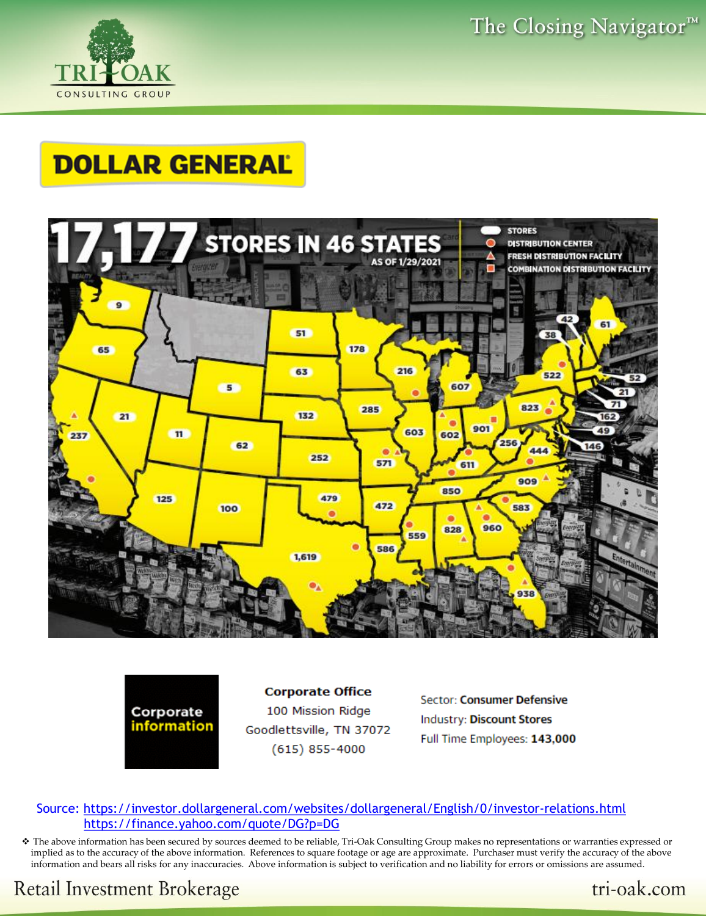# DOLLAR GENERAL

**17,177 STORES IN 46 STATES**

AS OF 1/29/2021

- STORES
- DISTRIBUTION CENTER
- FRESH DISTRIBUTION FACILITY
- COMBINATION DISTRIBUTION FACILITY

**Corporate information**

**Corporate Office**
100 Mission Ridge
Goodlettsville, TN 37072
(615) 855-4000

Sector: **Consumer Defensive**
Industry: **Discount Stores**
Full Time Employees: **143,000**

Source: https://investor.dollargeneral.com/websites/dollargeneral/English/0/investor-relations.html
https://finance.yahoo.com/quote/DG?p=DG

❖ The above information has been secured by sources deemed to be reliable, Tri-Oak Consulting Group makes no representations or warranties expressed or implied as to the accuracy of the above information. References to square footage or age are approximate. Purchaser must verify the accuracy of the above information and bears all risks for any inaccuracies. Above information is subject to verification and no liability for errors or omissions are assumed.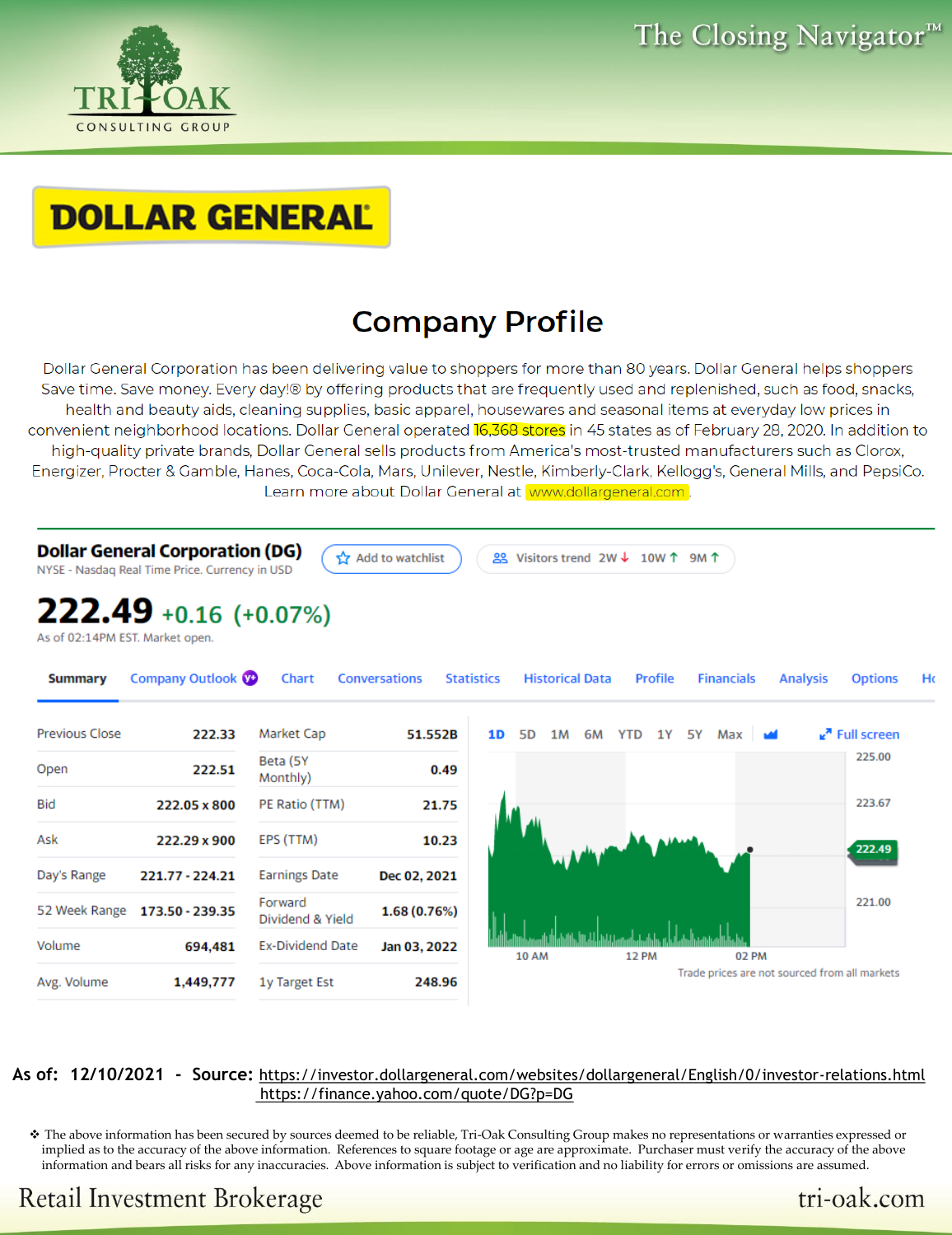DOLLAR GENERAL

# Company Profile

Dollar General Corporation has been delivering value to shoppers for more than 80 years. Dollar General helps shoppers Save time. Save money. Every day!® by offering products that are frequently used and replenished, such as food, snacks, health and beauty aids, cleaning supplies, basic apparel, housewares and seasonal items at everyday low prices in convenient neighborhood locations. Dollar General operated 16,368 stores in 45 states as of February 28, 2020. In addition to high-quality private brands, Dollar General sells products from America's most-trusted manufacturers such as Clorox, Energizer, Procter & Gamble, Hanes, Coca-Cola, Mars, Unilever, Nestle, Kimberly-Clark, Kellogg's, General Mills, and PepsiCo. Learn more about Dollar General at www.dollargeneral.com.

## Dollar General Corporation (DG)

NYSE - Nasdaq Real Time Price. Currency in USD

Add to watchlist | Visitors trend 2W↓ 10W↑ 9M↑

**222.49** +0.16 (+0.07%)

As of 02:14PM EST. Market open.

Summary | Company Outlook | Chart | Conversations | Statistics | Historical Data | Profile | Financials | Analysis | Options | Ho

| | | | |
|---|---|---|---|
| Previous Close | 222.33 | Market Cap | 51.552B |
| Open | 222.51 | Beta (5Y Monthly) | 0.49 |
| Bid | 222.05 x 800 | PE Ratio (TTM) | 21.75 |
| Ask | 222.29 x 900 | EPS (TTM) | 10.23 |
| Day's Range | 221.77 - 224.21 | Earnings Date | Dec 02, 2021 |
| 52 Week Range | 173.50 - 239.35 | Forward Dividend & Yield | 1.68 (0.76%) |
| Volume | 694,481 | Ex-Dividend Date | Jan 03, 2022 |
| Avg. Volume | 1,449,777 | 1y Target Est | 248.96 |

1D 5D 1M 6M YTD 1Y 5Y Max

Full screen

225.00

223.67

222.49

221.00

10 AM

12 PM

02 PM

Trade prices are not sourced from all markets

**As of: 12/10/2021 - Source:** https://investor.dollargeneral.com/websites/dollargeneral/English/0/investor-relations.html
https://finance.yahoo.com/quote/DG?p=DG

❖ The above information has been secured by sources deemed to be reliable, Tri-Oak Consulting Group makes no representations or warranties expressed or implied as to the accuracy of the above information. References to square footage or age are approximate. Purchaser must verify the accuracy of the above information and bears all risks for any inaccuracies. Above information is subject to verification and no liability for errors or omissions are assumed.